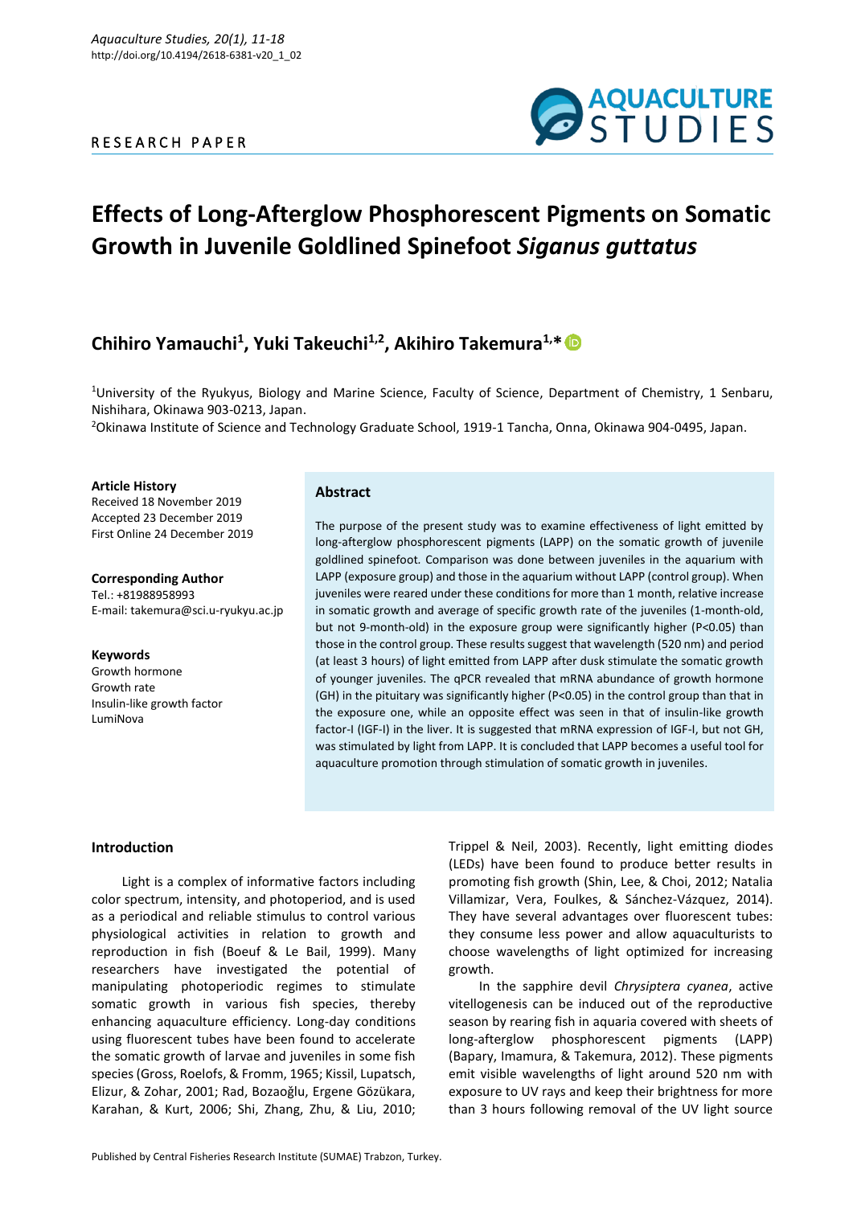RESEARCH PAPER

# Effects of Long-Afterglow Phosphorescent Pigments on Somatic Growth in Juvenile Goldlined Spinefoot *Siganus guttatus*

## Chihiro Yamauchi[1], Yuki Takeuchi[1,2], Akihiro Takemura[1,*]

[1]University of the Ryukyus, Biology and Marine Science, Faculty of Science, Department of Chemistry, 1 Senbaru, Nishihara, Okinawa 903-0213, Japan.

[2]Okinawa Institute of Science and Technology Graduate School, 1919-1 Tancha, Onna, Okinawa 904-0495, Japan.

**Article History**
Received 18 November 2019
Accepted 23 December 2019
First Online 24 December 2019

**Corresponding Author**
Tel.: +81988958993
E-mail: takemura@sci.u-ryukyu.ac.jp

**Keywords**
Growth hormone
Growth rate
Insulin-like growth factor
LumiNova

### Abstract

The purpose of the present study was to examine effectiveness of light emitted by long-afterglow phosphorescent pigments (LAPP) on the somatic growth of juvenile goldlined spinefoot. Comparison was done between juveniles in the aquarium with LAPP (exposure group) and those in the aquarium without LAPP (control group). When juveniles were reared under these conditions for more than 1 month, relative increase in somatic growth and average of specific growth rate of the juveniles (1-month-old, but not 9-month-old) in the exposure group were significantly higher ($P<0.05$) than those in the control group. These results suggest that wavelength (520 nm) and period (at least 3 hours) of light emitted from LAPP after dusk stimulate the somatic growth of younger juveniles. The qPCR revealed that mRNA abundance of growth hormone (GH) in the pituitary was significantly higher ($P<0.05$) in the control group than that in the exposure one, while an opposite effect was seen in that of insulin-like growth factor-I (IGF-I) in the liver. It is suggested that mRNA expression of IGF-I, but not GH, was stimulated by light from LAPP. It is concluded that LAPP becomes a useful tool for aquaculture promotion through stimulation of somatic growth in juveniles.

## Introduction

Light is a complex of informative factors including color spectrum, intensity, and photoperiod, and is used as a periodical and reliable stimulus to control various physiological activities in relation to growth and reproduction in fish (Boeuf & Le Bail, 1999). Many researchers have investigated the potential of manipulating photoperiodic regimes to stimulate somatic growth in various fish species, thereby enhancing aquaculture efficiency. Long-day conditions using fluorescent tubes have been found to accelerate the somatic growth of larvae and juveniles in some fish species (Gross, Roelofs, & Fromm, 1965; Kissil, Lupatsch, Elizur, & Zohar, 2001; Rad, Bozaoğlu, Ergene Gözükara, Karahan, & Kurt, 2006; Shi, Zhang, Zhu, & Liu, 2010; Trippel & Neil, 2003). Recently, light emitting diodes (LEDs) have been found to produce better results in promoting fish growth (Shin, Lee, & Choi, 2012; Natalia Villamizar, Vera, Foulkes, & Sánchez-Vázquez, 2014). They have several advantages over fluorescent tubes: they consume less power and allow aquaculturists to choose wavelengths of light optimized for increasing growth.

In the sapphire devil *Chrysiptera cyanea*, active vitellogenesis can be induced out of the reproductive season by rearing fish in aquaria covered with sheets of long-afterglow phosphorescent pigments (LAPP) (Bapary, Imamura, & Takemura, 2012). These pigments emit visible wavelengths of light around 520 nm with exposure to UV rays and keep their brightness for more than 3 hours following removal of the UV light source

Published by Central Fisheries Research Institute (SUMAE) Trabzon, Turkey.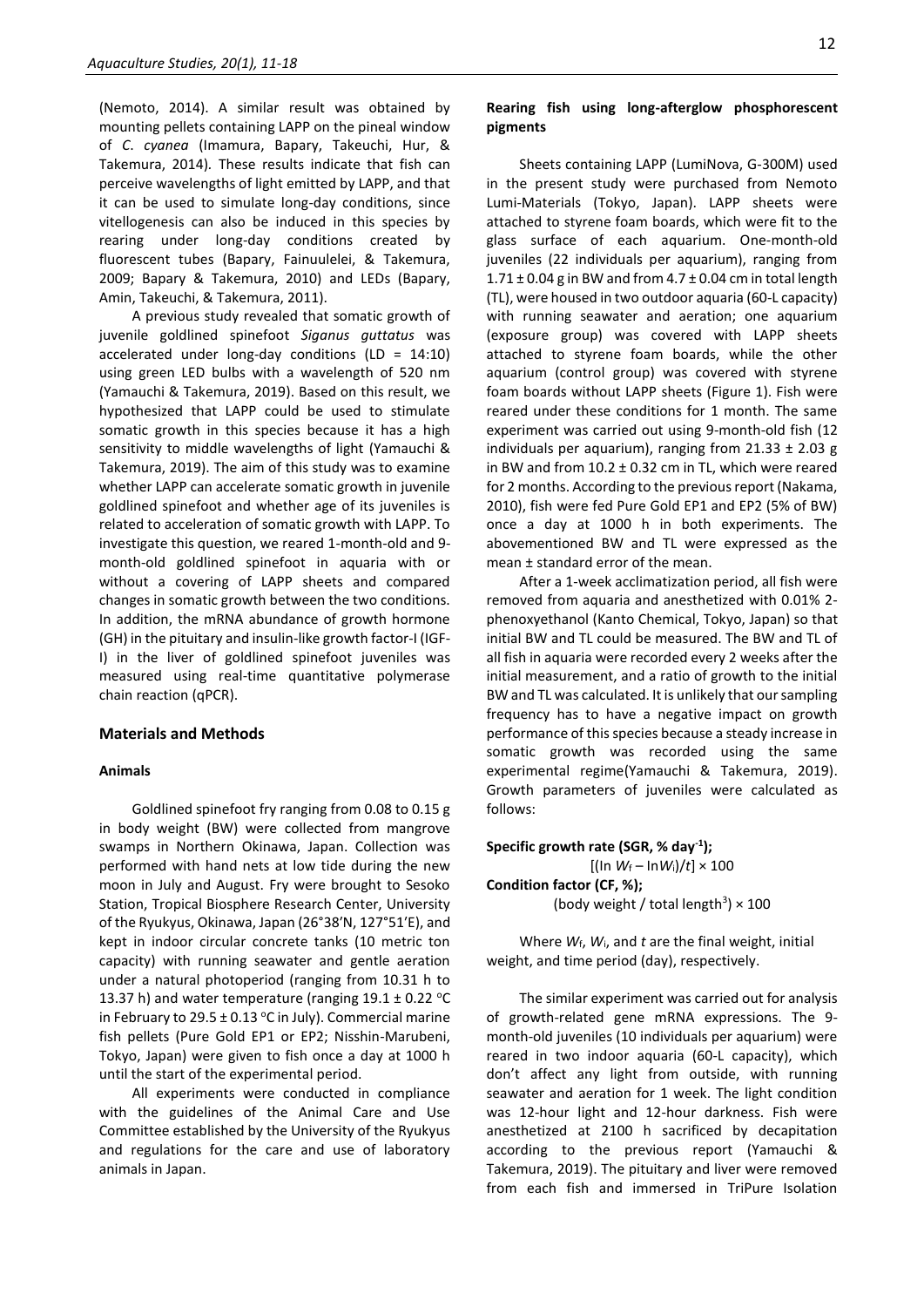(Nemoto, 2014). A similar result was obtained by mounting pellets containing LAPP on the pineal window of *C. cyanea* (Imamura, Bapary, Takeuchi, Hur, & Takemura, 2014). These results indicate that fish can perceive wavelengths of light emitted by LAPP, and that it can be used to simulate long-day conditions, since vitellogenesis can also be induced in this species by rearing under long-day conditions created by fluorescent tubes (Bapary, Fainuulelei, & Takemura, 2009; Bapary & Takemura, 2010) and LEDs (Bapary, Amin, Takeuchi, & Takemura, 2011).

A previous study revealed that somatic growth of juvenile goldlined spinefoot *Siganus guttatus* was accelerated under long-day conditions (LD = 14:10) using green LED bulbs with a wavelength of 520 nm (Yamauchi & Takemura, 2019). Based on this result, we hypothesized that LAPP could be used to stimulate somatic growth in this species because it has a high sensitivity to middle wavelengths of light (Yamauchi & Takemura, 2019). The aim of this study was to examine whether LAPP can accelerate somatic growth in juvenile goldlined spinefoot and whether age of its juveniles is related to acceleration of somatic growth with LAPP. To investigate this question, we reared 1-month-old and 9-month-old goldlined spinefoot in aquaria with or without a covering of LAPP sheets and compared changes in somatic growth between the two conditions. In addition, the mRNA abundance of growth hormone (GH) in the pituitary and insulin-like growth factor-I (IGF-I) in the liver of goldlined spinefoot juveniles was measured using real-time quantitative polymerase chain reaction (qPCR).

## Materials and Methods

### Animals

Goldlined spinefoot fry ranging from 0.08 to 0.15 g in body weight (BW) were collected from mangrove swamps in Northern Okinawa, Japan. Collection was performed with hand nets at low tide during the new moon in July and August. Fry were brought to Sesoko Station, Tropical Biosphere Research Center, University of the Ryukyus, Okinawa, Japan (26°38'N, 127°51'E), and kept in indoor circular concrete tanks (10 metric ton capacity) with running seawater and gentle aeration under a natural photoperiod (ranging from 10.31 h to 13.37 h) and water temperature (ranging 19.1 ± 0.22 °C in February to 29.5 ± 0.13 °C in July). Commercial marine fish pellets (Pure Gold EP1 or EP2; Nisshin-Marubeni, Tokyo, Japan) were given to fish once a day at 1000 h until the start of the experimental period.

All experiments were conducted in compliance with the guidelines of the Animal Care and Use Committee established by the University of the Ryukyus and regulations for the care and use of laboratory animals in Japan.

### Rearing fish using long-afterglow phosphorescent pigments

Sheets containing LAPP (LumiNova, G-300M) used in the present study were purchased from Nemoto Lumi-Materials (Tokyo, Japan). LAPP sheets were attached to styrene foam boards, which were fit to the glass surface of each aquarium. One-month-old juveniles (22 individuals per aquarium), ranging from 1.71 ± 0.04 g in BW and from 4.7 ± 0.04 cm in total length (TL), were housed in two outdoor aquaria (60-L capacity) with running seawater and aeration; one aquarium (exposure group) was covered with LAPP sheets attached to styrene foam boards, while the other aquarium (control group) was covered with styrene foam boards without LAPP sheets (Figure 1). Fish were reared under these conditions for 1 month. The same experiment was carried out using 9-month-old fish (12 individuals per aquarium), ranging from 21.33 ± 2.03 g in BW and from 10.2 ± 0.32 cm in TL, which were reared for 2 months. According to the previous report (Nakama, 2010), fish were fed Pure Gold EP1 and EP2 (5% of BW) once a day at 1000 h in both experiments. The abovementioned BW and TL were expressed as the mean ± standard error of the mean.

After a 1-week acclimatization period, all fish were removed from aquaria and anesthetized with 0.01% 2-phenoxyethanol (Kanto Chemical, Tokyo, Japan) so that initial BW and TL could be measured. The BW and TL of all fish in aquaria were recorded every 2 weeks after the initial measurement, and a ratio of growth to the initial BW and TL was calculated. It is unlikely that our sampling frequency has to have a negative impact on growth performance of this species because a steady increase in somatic growth was recorded using the same experimental regime(Yamauchi & Takemura, 2019). Growth parameters of juveniles were calculated as follows:

**Specific growth rate (SGR, % day$^{-1}$);**

$$[(\ln W_f - \ln W_i)/t] \times 100$$

**Condition factor (CF, %);**

$$(\text{body weight} / \text{total length}^3) \times 100$$

Where $W_f$, $W_i$, and $t$ are the final weight, initial weight, and time period (day), respectively.

The similar experiment was carried out for analysis of growth-related gene mRNA expressions. The 9-month-old juveniles (10 individuals per aquarium) were reared in two indoor aquaria (60-L capacity), which don't affect any light from outside, with running seawater and aeration for 1 week. The light condition was 12-hour light and 12-hour darkness. Fish were anesthetized at 2100 h sacrificed by decapitation according to the previous report (Yamauchi & Takemura, 2019). The pituitary and liver were removed from each fish and immersed in TriPure Isolation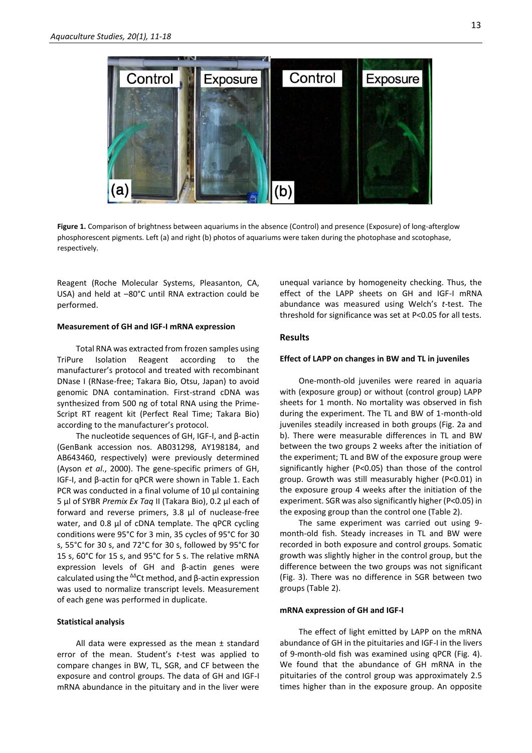**Figure 1.** Comparison of brightness between aquariums in the absence (Control) and presence (Exposure) of long-afterglow phosphorescent pigments. Left (a) and right (b) photos of aquariums were taken during the photophase and scotophase, respectively.

Reagent (Roche Molecular Systems, Pleasanton, CA, USA) and held at –80°C until RNA extraction could be performed.

#### Measurement of GH and IGF-I mRNA expression

Total RNA was extracted from frozen samples using TriPure Isolation Reagent according to the manufacturer's protocol and treated with recombinant DNase I (RNase-free; Takara Bio, Otsu, Japan) to avoid genomic DNA contamination. First-strand cDNA was synthesized from 500 ng of total RNA using the Prime-Script RT reagent kit (Perfect Real Time; Takara Bio) according to the manufacturer's protocol.

The nucleotide sequences of GH, IGF-I, and β-actin (GenBank accession nos. AB031298, AY198184, and AB643460, respectively) were previously determined (Ayson *et al.*, 2000). The gene-specific primers of GH, IGF-I, and β-actin for qPCR were shown in Table 1. Each PCR was conducted in a final volume of 10 µl containing 5 µl of SYBR *Premix Ex Taq* II (Takara Bio), 0.2 µl each of forward and reverse primers, 3.8 µl of nuclease-free water, and 0.8 µl of cDNA template. The qPCR cycling conditions were 95°C for 3 min, 35 cycles of 95°C for 30 s, 55°C for 30 s, and 72°C for 30 s, followed by 95°C for 15 s, 60°C for 15 s, and 95°C for 5 s. The relative mRNA expression levels of GH and β-actin genes were calculated using the $^{\Delta\Delta}$Ct method, and β-actin expression was used to normalize transcript levels. Measurement of each gene was performed in duplicate.

#### Statistical analysis

All data were expressed as the mean ± standard error of the mean. Student's *t*-test was applied to compare changes in BW, TL, SGR, and CF between the exposure and control groups. The data of GH and IGF-I mRNA abundance in the pituitary and in the liver were unequal variance by homogeneity checking. Thus, the effect of the LAPP sheets on GH and IGF-I mRNA abundance was measured using Welch's *t*-test. The threshold for significance was set at $P<0.05$ for all tests.

### Results

#### Effect of LAPP on changes in BW and TL in juveniles

One-month-old juveniles were reared in aquaria with (exposure group) or without (control group) LAPP sheets for 1 month. No mortality was observed in fish during the experiment. The TL and BW of 1-month-old juveniles steadily increased in both groups (Fig. 2a and b). There were measurable differences in TL and BW between the two groups 2 weeks after the initiation of the experiment; TL and BW of the exposure group were significantly higher ($P<0.05$) than those of the control group. Growth was still measurably higher ($P<0.01$) in the exposure group 4 weeks after the initiation of the experiment. SGR was also significantly higher ($P<0.05$) in the exposing group than the control one (Table 2).

The same experiment was carried out using 9-month-old fish. Steady increases in TL and BW were recorded in both exposure and control groups. Somatic growth was slightly higher in the control group, but the difference between the two groups was not significant (Fig. 3). There was no difference in SGR between two groups (Table 2).

#### mRNA expression of GH and IGF-I

The effect of light emitted by LAPP on the mRNA abundance of GH in the pituitaries and IGF-I in the livers of 9-month-old fish was examined using qPCR (Fig. 4). We found that the abundance of GH mRNA in the pituitaries of the control group was approximately 2.5 times higher than in the exposure group. An opposite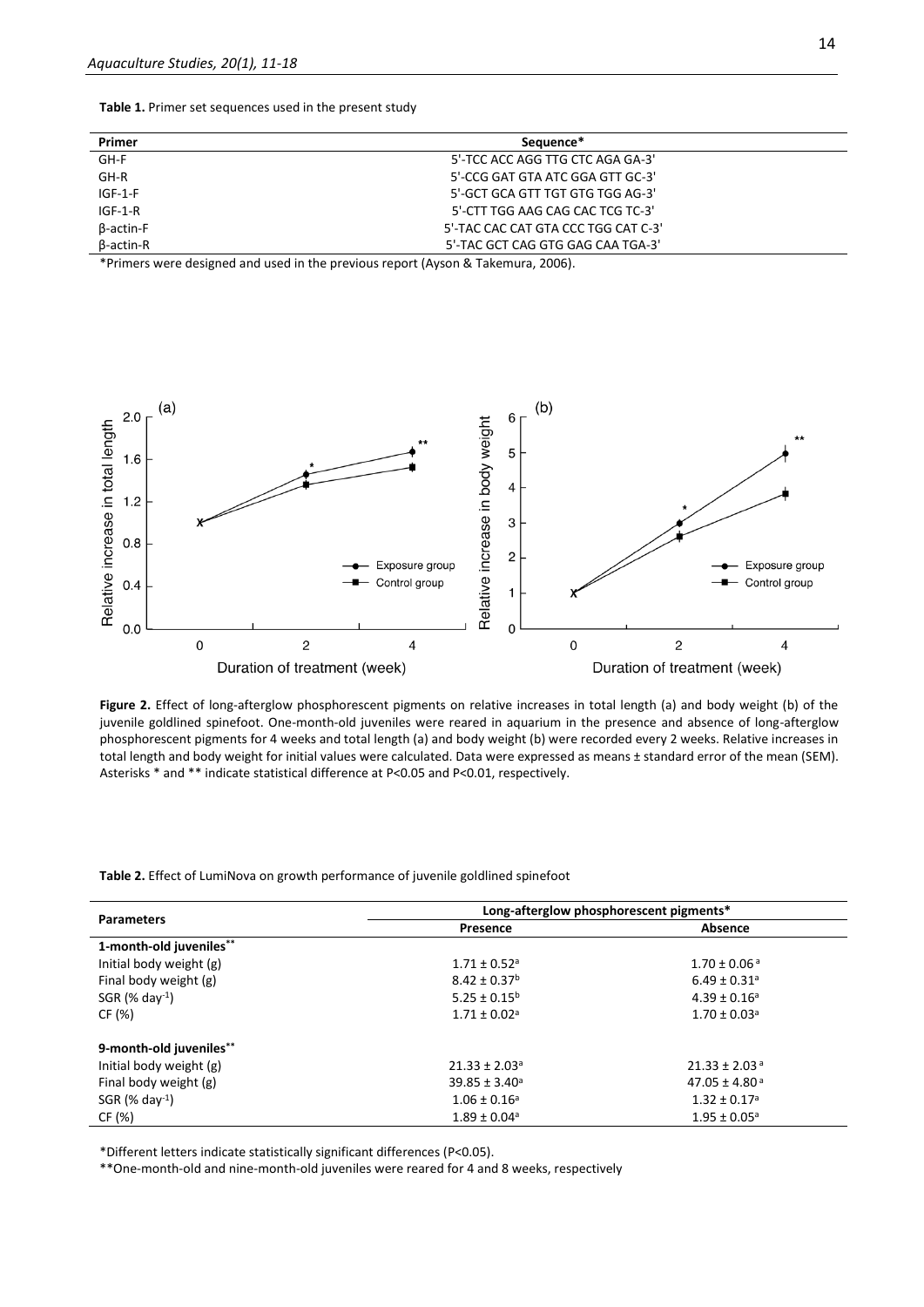**Table 1.** Primer set sequences used in the present study

| Primer | Sequence* |
|---|---|
| GH-F | 5'-TCC ACC AGG TTG CTC AGA GA-3' |
| GH-R | 5'-CCG GAT GTA ATC GGA GTT GC-3' |
| IGF-1-F | 5'-GCT GCA GTT TGT GTG TGG AG-3' |
| IGF-1-R | 5'-CTT TGG AAG CAG CAC TCG TC-3' |
| β-actin-F | 5'-TAC CAC CAT GTA CCC TGG CAT C-3' |
| β-actin-R | 5'-TAC GCT CAG GTG GAG CAA TGA-3' |

*Primers were designed and used in the previous report (Ayson & Takemura, 2006).

**Figure 2.** Effect of long-afterglow phosphorescent pigments on relative increases in total length (a) and body weight (b) of the juvenile goldlined spinefoot. One-month-old juveniles were reared in aquarium in the presence and absence of long-afterglow phosphorescent pigments for 4 weeks and total length (a) and body weight (b) were recorded every 2 weeks. Relative increases in total length and body weight for initial values were calculated. Data were expressed as means ± standard error of the mean (SEM). Asterisks * and ** indicate statistical difference at P<0.05 and P<0.01, respectively.

**Table 2.** Effect of LumiNova on growth performance of juvenile goldlined spinefoot

| Parameters | Long-afterglow phosphorescent pigments* | |
|---|---|---|
| | Presence | Absence |
| **1-month-old juveniles****| | |
| Initial body weight (g) | $1.71 \pm 0.52^{a}$ | $1.70 \pm 0.06^{a}$ |
| Final body weight (g) | $8.42 \pm 0.37^{b}$ | $6.49 \pm 0.31^{a}$ |
| SGR (% day$^{-1}$) | $5.25 \pm 0.15^{b}$ | $4.39 \pm 0.16^{a}$ |
| CF (%) | $1.71 \pm 0.02^{a}$ | $1.70 \pm 0.03^{a}$ |
| **9-month-old juveniles**** | | |
| Initial body weight (g) | $21.33 \pm 2.03^{a}$ | $21.33 \pm 2.03^{a}$ |
| Final body weight (g) | $39.85 \pm 3.40^{a}$ | $47.05 \pm 4.80^{a}$ |
| SGR (% day$^{-1}$) | $1.06 \pm 0.16^{a}$ | $1.32 \pm 0.17^{a}$ |
| CF (%) | $1.89 \pm 0.04^{a}$ | $1.95 \pm 0.05^{a}$ |

*Different letters indicate statistically significant differences (P<0.05).

**One-month-old and nine-month-old juveniles were reared for 4 and 8 weeks, respectively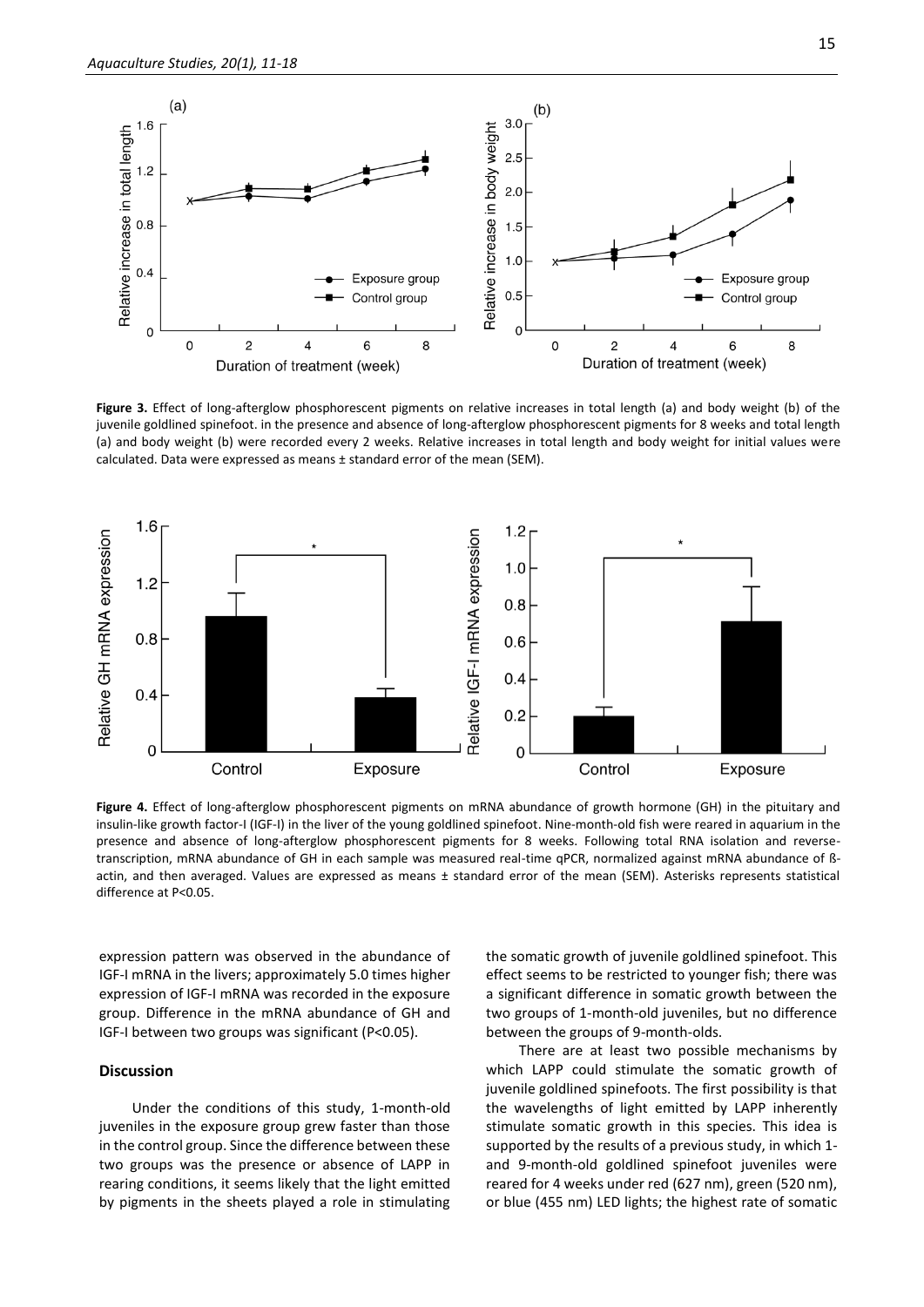**Figure 3.** Effect of long-afterglow phosphorescent pigments on relative increases in total length (a) and body weight (b) of the juvenile goldlined spinefoot. in the presence and absence of long-afterglow phosphorescent pigments for 8 weeks and total length (a) and body weight (b) were recorded every 2 weeks. Relative increases in total length and body weight for initial values were calculated. Data were expressed as means ± standard error of the mean (SEM).

**Figure 4.** Effect of long-afterglow phosphorescent pigments on mRNA abundance of growth hormone (GH) in the pituitary and insulin-like growth factor-I (IGF-I) in the liver of the young goldlined spinefoot. Nine-month-old fish were reared in aquarium in the presence and absence of long-afterglow phosphorescent pigments for 8 weeks. Following total RNA isolation and reverse-transcription, mRNA abundance of GH in each sample was measured real-time qPCR, normalized against mRNA abundance of ß-actin, and then averaged. Values are expressed as means ± standard error of the mean (SEM). Asterisks represents statistical difference at P<0.05.

expression pattern was observed in the abundance of IGF-I mRNA in the livers; approximately 5.0 times higher expression of IGF-I mRNA was recorded in the exposure group. Difference in the mRNA abundance of GH and IGF-I between two groups was significant (P<0.05).

## Discussion

Under the conditions of this study, 1-month-old juveniles in the exposure group grew faster than those in the control group. Since the difference between these two groups was the presence or absence of LAPP in rearing conditions, it seems likely that the light emitted by pigments in the sheets played a role in stimulating the somatic growth of juvenile goldlined spinefoot. This effect seems to be restricted to younger fish; there was a significant difference in somatic growth between the two groups of 1-month-old juveniles, but no difference between the groups of 9-month-olds.

There are at least two possible mechanisms by which LAPP could stimulate the somatic growth of juvenile goldlined spinefoots. The first possibility is that the wavelengths of light emitted by LAPP inherently stimulate somatic growth in this species. This idea is supported by the results of a previous study, in which 1- and 9-month-old goldlined spinefoot juveniles were reared for 4 weeks under red (627 nm), green (520 nm), or blue (455 nm) LED lights; the highest rate of somatic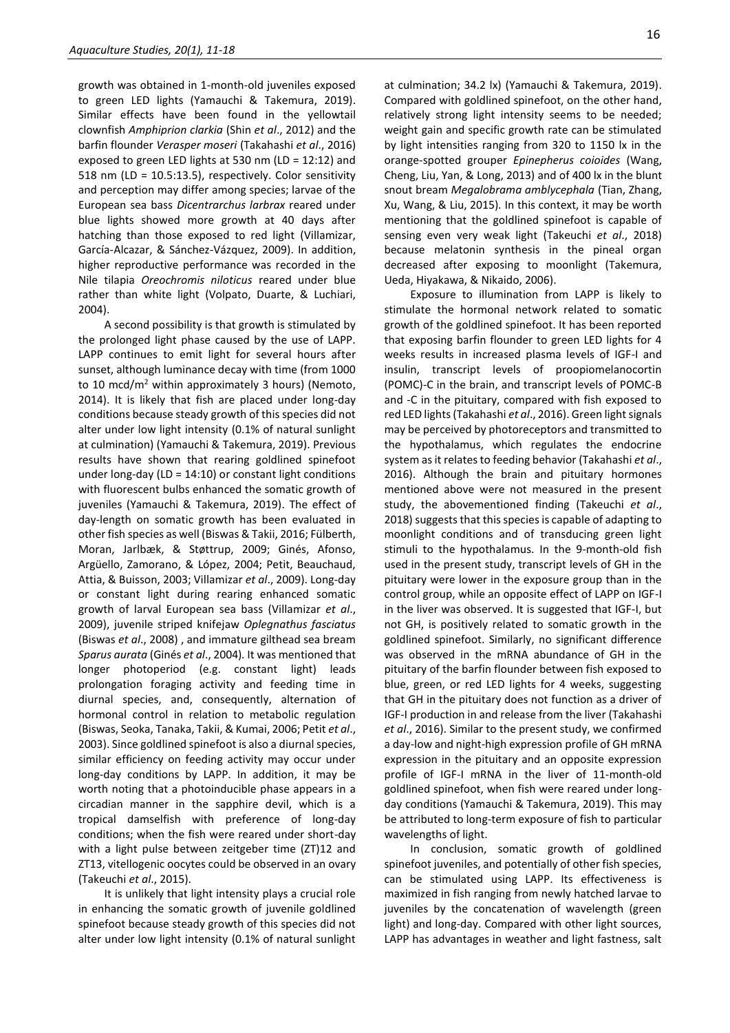growth was obtained in 1-month-old juveniles exposed to green LED lights (Yamauchi & Takemura, 2019). Similar effects have been found in the yellowtail clownfish *Amphiprion clarkia* (Shin *et al*., 2012) and the barfin flounder *Verasper moseri* (Takahashi *et al*., 2016) exposed to green LED lights at 530 nm (LD = 12:12) and 518 nm (LD = 10.5:13.5), respectively. Color sensitivity and perception may differ among species; larvae of the European sea bass *Dicentrarchus larbrax* reared under blue lights showed more growth at 40 days after hatching than those exposed to red light (Villamizar, García-Alcazar, & Sánchez-Vázquez, 2009). In addition, higher reproductive performance was recorded in the Nile tilapia *Oreochromis niloticus* reared under blue rather than white light (Volpato, Duarte, & Luchiari, 2004).

A second possibility is that growth is stimulated by the prolonged light phase caused by the use of LAPP. LAPP continues to emit light for several hours after sunset, although luminance decay with time (from 1000 to 10 mcd/m$^2$ within approximately 3 hours) (Nemoto, 2014). It is likely that fish are placed under long-day conditions because steady growth of this species did not alter under low light intensity (0.1% of natural sunlight at culmination) (Yamauchi & Takemura, 2019). Previous results have shown that rearing goldlined spinefoot under long-day (LD = 14:10) or constant light conditions with fluorescent bulbs enhanced the somatic growth of juveniles (Yamauchi & Takemura, 2019). The effect of day-length on somatic growth has been evaluated in other fish species as well (Biswas & Takii, 2016; Fülberth, Moran, Jarlbæk, & Støttrup, 2009; Ginés, Afonso, Argüello, Zamorano, & López, 2004; Petit, Beauchaud, Attia, & Buisson, 2003; Villamizar *et al*., 2009). Long-day or constant light during rearing enhanced somatic growth of larval European sea bass (Villamizar *et al*., 2009), juvenile striped knifejaw *Oplegnathus fasciatus* (Biswas *et al*., 2008) , and immature gilthead sea bream *Sparus aurata* (Ginés *et al*., 2004)*.* It was mentioned that longer photoperiod (e.g. constant light) leads prolongation foraging activity and feeding time in diurnal species, and, consequently, alternation of hormonal control in relation to metabolic regulation (Biswas, Seoka, Tanaka, Takii, & Kumai, 2006; Petit *et al*., 2003). Since goldlined spinefoot is also a diurnal species, similar efficiency on feeding activity may occur under long-day conditions by LAPP. In addition, it may be worth noting that a photoinducible phase appears in a circadian manner in the sapphire devil, which is a tropical damselfish with preference of long-day conditions; when the fish were reared under short-day with a light pulse between zeitgeber time (ZT)12 and ZT13, vitellogenic oocytes could be observed in an ovary (Takeuchi *et al*., 2015).

It is unlikely that light intensity plays a crucial role in enhancing the somatic growth of juvenile goldlined spinefoot because steady growth of this species did not alter under low light intensity (0.1% of natural sunlight at culmination; 34.2 lx) (Yamauchi & Takemura, 2019). Compared with goldlined spinefoot, on the other hand, relatively strong light intensity seems to be needed; weight gain and specific growth rate can be stimulated by light intensities ranging from 320 to 1150 lx in the orange-spotted grouper *Epinepherus coioides* (Wang, Cheng, Liu, Yan, & Long, 2013) and of 400 lx in the blunt snout bream *Megalobrama amblycephala* (Tian, Zhang, Xu, Wang, & Liu, 2015)*.* In this context, it may be worth mentioning that the goldlined spinefoot is capable of sensing even very weak light (Takeuchi *et al*., 2018) because melatonin synthesis in the pineal organ decreased after exposing to moonlight (Takemura, Ueda, Hiyakawa, & Nikaido, 2006).

Exposure to illumination from LAPP is likely to stimulate the hormonal network related to somatic growth of the goldlined spinefoot. It has been reported that exposing barfin flounder to green LED lights for 4 weeks results in increased plasma levels of IGF-I and insulin, transcript levels of proopiomelanocortin (POMC)-C in the brain, and transcript levels of POMC-B and -C in the pituitary, compared with fish exposed to red LED lights (Takahashi *et al*., 2016). Green light signals may be perceived by photoreceptors and transmitted to the hypothalamus, which regulates the endocrine system as it relates to feeding behavior (Takahashi *et al*., 2016). Although the brain and pituitary hormones mentioned above were not measured in the present study, the abovementioned finding (Takeuchi *et al*., 2018) suggests that this species is capable of adapting to moonlight conditions and of transducing green light stimuli to the hypothalamus. In the 9-month-old fish used in the present study, transcript levels of GH in the pituitary were lower in the exposure group than in the control group, while an opposite effect of LAPP on IGF-I in the liver was observed. It is suggested that IGF-I, but not GH, is positively related to somatic growth in the goldlined spinefoot. Similarly, no significant difference was observed in the mRNA abundance of GH in the pituitary of the barfin flounder between fish exposed to blue, green, or red LED lights for 4 weeks, suggesting that GH in the pituitary does not function as a driver of IGF-I production in and release from the liver (Takahashi *et al*., 2016). Similar to the present study, we confirmed a day-low and night-high expression profile of GH mRNA expression in the pituitary and an opposite expression profile of IGF-I mRNA in the liver of 11-month-old goldlined spinefoot, when fish were reared under long-day conditions (Yamauchi & Takemura, 2019). This may be attributed to long-term exposure of fish to particular wavelengths of light.

In conclusion, somatic growth of goldlined spinefoot juveniles, and potentially of other fish species, can be stimulated using LAPP. Its effectiveness is maximized in fish ranging from newly hatched larvae to juveniles by the concatenation of wavelength (green light) and long-day. Compared with other light sources, LAPP has advantages in weather and light fastness, salt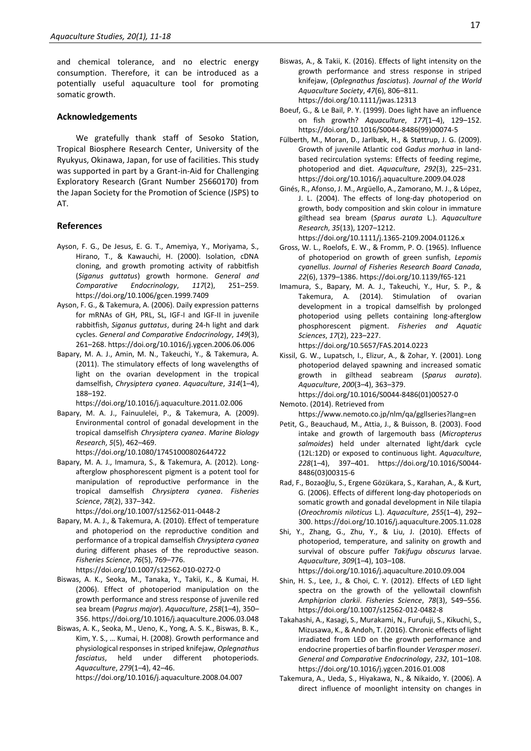and chemical tolerance, and no electric energy consumption. Therefore, it can be introduced as a potentially useful aquaculture tool for promoting somatic growth.

## Acknowledgements

We gratefully thank staff of Sesoko Station, Tropical Biosphere Research Center, University of the Ryukyus, Okinawa, Japan, for use of facilities. This study was supported in part by a Grant-in-Aid for Challenging Exploratory Research (Grant Number 25660170) from the Japan Society for the Promotion of Science (JSPS) to AT.

## References

Ayson, F. G., De Jesus, E. G. T., Amemiya, Y., Moriyama, S., Hirano, T., & Kawauchi, H. (2000). Isolation, cDNA cloning, and growth promoting activity of rabbitfish (*Siganus guttatus*) growth hormone. *General and Comparative Endocrinology*, *117*(2), 251–259. https://doi.org/10.1006/gcen.1999.7409

Ayson, F. G., & Takemura, A. (2006). Daily expression patterns for mRNAs of GH, PRL, SL, IGF-I and IGF-II in juvenile rabbitfish, *Siganus guttatus*, during 24-h light and dark cycles. *General and Comparative Endocrinology*, *149*(3), 261–268. https://doi.org/10.1016/j.ygcen.2006.06.006

Bapary, M. A. J., Amin, M. N., Takeuchi, Y., & Takemura, A. (2011). The stimulatory effects of long wavelengths of light on the ovarian development in the tropical damselfish, *Chrysiptera cyanea*. *Aquaculture*, *314*(1–4), 188–192. https://doi.org/10.1016/j.aquaculture.2011.02.006

Bapary, M. A. J., Fainuulelei, P., & Takemura, A. (2009). Environmental control of gonadal development in the tropical damselfish *Chrysiptera cyanea*. *Marine Biology Research*, *5*(5), 462–469. https://doi.org/10.1080/17451000802644722

Bapary, M. A. J., Imamura, S., & Takemura, A. (2012). Long-afterglow phosphorescent pigment is a potent tool for manipulation of reproductive performance in the tropical damselfish *Chrysiptera cyanea*. *Fisheries Science*, *78*(2), 337–342. https://doi.org/10.1007/s12562-011-0448-2

Bapary, M. A. J., & Takemura, A. (2010). Effect of temperature and photoperiod on the reproductive condition and performance of a tropical damselfish *Chrysiptera cyanea* during different phases of the reproductive season. *Fisheries Science*, *76*(5), 769–776. https://doi.org/10.1007/s12562-010-0272-0

Biswas, A. K., Seoka, M., Tanaka, Y., Takii, K., & Kumai, H. (2006). Effect of photoperiod manipulation on the growth performance and stress response of juvenile red sea bream (*Pagrus major*). *Aquaculture*, *258*(1–4), 350–356. https://doi.org/10.1016/j.aquaculture.2006.03.048

Biswas, A. K., Seoka, M., Ueno, K., Yong, A. S. K., Biswas, B. K., Kim, Y. S., … Kumai, H. (2008). Growth performance and physiological responses in striped knifejaw, *Oplegnathus fasciatus*, held under different photoperiods. *Aquaculture*, *279*(1–4), 42–46. https://doi.org/10.1016/j.aquaculture.2008.04.007

Biswas, A., & Takii, K. (2016). Effects of light intensity on the growth performance and stress response in striped knifejaw, (*Oplegnathus fasciatus*). *Journal of the World Aquaculture Society*, *47*(6), 806–811. https://doi.org/10.1111/jwas.12313

Boeuf, G., & Le Bail, P. Y. (1999). Does light have an influence on fish growth? *Aquaculture*, *177*(1–4), 129–152. https://doi.org/10.1016/S0044-8486(99)00074-5

Fülberth, M., Moran, D., Jarlbæk, H., & Støttrup, J. G. (2009). Growth of juvenile Atlantic cod *Gadus morhua* in land-based recirculation systems: Effects of feeding regime, photoperiod and diet. *Aquaculture*, *292*(3), 225–231. https://doi.org/10.1016/j.aquaculture.2009.04.028

Ginés, R., Afonso, J. M., Argüello, A., Zamorano, M. J., & López, J. L. (2004). The effects of long-day photoperiod on growth, body composition and skin colour in immature gilthead sea bream (*Sparus aurata* L.). *Aquaculture Research*, *35*(13), 1207–1212. https://doi.org/10.1111/j.1365-2109.2004.01126.x

Gross, W. L., Roelofs, E. W., & Fromm, P. O. (1965). Influence of photoperiod on growth of green sunfish, *Lepomis cyanellus*. *Journal of Fisheries Research Board Canada*, *22*(6), 1379–1386. https://doi.org/10.1139/f65-121

Imamura, S., Bapary, M. A. J., Takeuchi, Y., Hur, S. P., & Takemura, A. (2014). Stimulation of ovarian development in a tropical damselfish by prolonged photoperiod using pellets containing long-afterglow phosphorescent pigment. *Fisheries and Aquatic Sciences*, *17*(2), 223–227. https://doi.org/10.5657/FAS.2014.0223

Kissil, G. W., Lupatsch, I., Elizur, A., & Zohar, Y. (2001). Long photoperiod delayed spawning and increased somatic growth in gilthead seabream (*Sparus aurata*). *Aquaculture*, *200*(3–4), 363–379. https://doi.org/10.1016/S0044-8486(01)00527-0

Nemoto. (2014). Retrieved from https://www.nemoto.co.jp/nlm/qa/gpllseries?lang=en

Petit, G., Beauchaud, M., Attia, J., & Buisson, B. (2003). Food intake and growth of largemouth bass (*Micropterus salmoides*) held under alternated light/dark cycle (12L:12D) or exposed to continuous light. *Aquaculture*, *228*(1–4), 397–401. https://doi.org/10.1016/S0044-8486(03)00315-6

Rad, F., Bozaoğlu, S., Ergene Gözükara, S., Karahan, A., & Kurt, G. (2006). Effects of different long-day photoperiods on somatic growth and gonadal development in Nile tilapia (*Oreochromis niloticus* L.). *Aquaculture*, *255*(1–4), 292–300. https://doi.org/10.1016/j.aquaculture.2005.11.028

Shi, Y., Zhang, G., Zhu, Y., & Liu, J. (2010). Effects of photoperiod, temperature, and salinity on growth and survival of obscure puffer *Takifugu obscurus* larvae. *Aquaculture*, *309*(1–4), 103–108. https://doi.org/10.1016/j.aquaculture.2010.09.004

Shin, H. S., Lee, J., & Choi, C. Y. (2012). Effects of LED light spectra on the growth of the yellowtail clownfish *Amphiprion clarkii*. *Fisheries Science*, *78*(3), 549–556. https://doi.org/10.1007/s12562-012-0482-8

Takahashi, A., Kasagi, S., Murakami, N., Furufuji, S., Kikuchi, S., Mizusawa, K., & Andoh, T. (2016). Chronic effects of light irradiated from LED on the growth performance and endocrine properties of barfin flounder *Verasper moseri*. *General and Comparative Endocrinology*, *232*, 101–108. https://doi.org/10.1016/j.ygcen.2016.01.008

Takemura, A., Ueda, S., Hiyakawa, N., & Nikaido, Y. (2006). A direct influence of moonlight intensity on changes in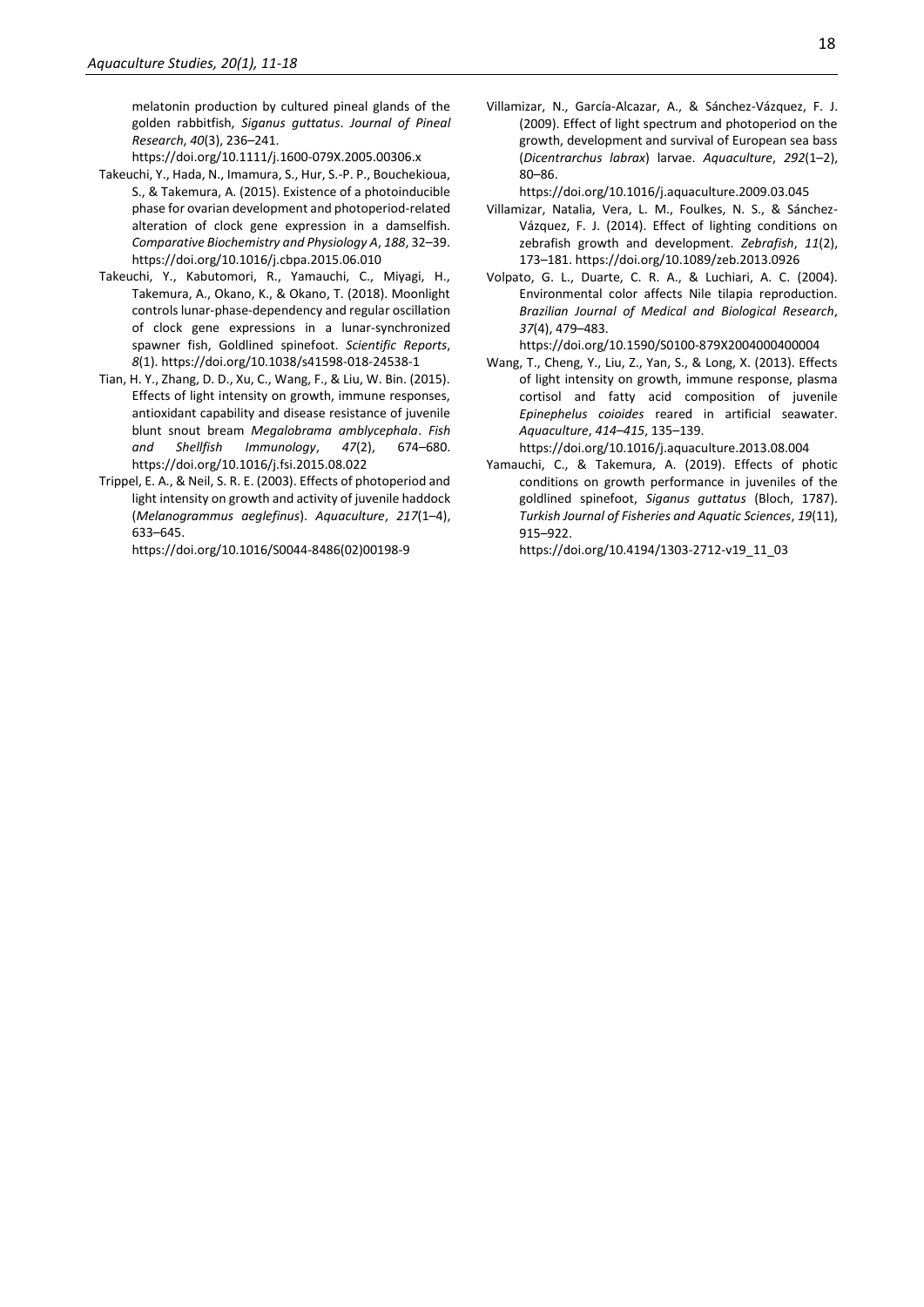melatonin production by cultured pineal glands of the golden rabbitfish, *Siganus guttatus*. *Journal of Pineal Research*, *40*(3), 236–241. https://doi.org/10.1111/j.1600-079X.2005.00306.x

Takeuchi, Y., Hada, N., Imamura, S., Hur, S.-P. P., Bouchekioua, S., & Takemura, A. (2015). Existence of a photoinducible phase for ovarian development and photoperiod-related alteration of clock gene expression in a damselfish. *Comparative Biochemistry and Physiology A*, *188*, 32–39. https://doi.org/10.1016/j.cbpa.2015.06.010

Takeuchi, Y., Kabutomori, R., Yamauchi, C., Miyagi, H., Takemura, A., Okano, K., & Okano, T. (2018). Moonlight controls lunar-phase-dependency and regular oscillation of clock gene expressions in a lunar-synchronized spawner fish, Goldlined spinefoot. *Scientific Reports*, *8*(1). https://doi.org/10.1038/s41598-018-24538-1

Tian, H. Y., Zhang, D. D., Xu, C., Wang, F., & Liu, W. Bin. (2015). Effects of light intensity on growth, immune responses, antioxidant capability and disease resistance of juvenile blunt snout bream *Megalobrama amblycephala*. *Fish and Shellfish Immunology*, *47*(2), 674–680. https://doi.org/10.1016/j.fsi.2015.08.022

Trippel, E. A., & Neil, S. R. E. (2003). Effects of photoperiod and light intensity on growth and activity of juvenile haddock (*Melanogrammus aeglefinus*). *Aquaculture*, *217*(1–4), 633–645. https://doi.org/10.1016/S0044-8486(02)00198-9

Villamizar, N., García-Alcazar, A., & Sánchez-Vázquez, F. J. (2009). Effect of light spectrum and photoperiod on the growth, development and survival of European sea bass (*Dicentrarchus labrax*) larvae. *Aquaculture*, *292*(1–2), 80–86. https://doi.org/10.1016/j.aquaculture.2009.03.045

Villamizar, Natalia, Vera, L. M., Foulkes, N. S., & Sánchez-Vázquez, F. J. (2014). Effect of lighting conditions on zebrafish growth and development. *Zebrafish*, *11*(2), 173–181. https://doi.org/10.1089/zeb.2013.0926

Volpato, G. L., Duarte, C. R. A., & Luchiari, A. C. (2004). Environmental color affects Nile tilapia reproduction. *Brazilian Journal of Medical and Biological Research*, *37*(4), 479–483. https://doi.org/10.1590/S0100-879X2004000400004

Wang, T., Cheng, Y., Liu, Z., Yan, S., & Long, X. (2013). Effects of light intensity on growth, immune response, plasma cortisol and fatty acid composition of juvenile *Epinephelus coioides* reared in artificial seawater. *Aquaculture*, *414–415*, 135–139. https://doi.org/10.1016/j.aquaculture.2013.08.004

Yamauchi, C., & Takemura, A. (2019). Effects of photic conditions on growth performance in juveniles of the goldlined spinefoot, *Siganus guttatus* (Bloch, 1787). *Turkish Journal of Fisheries and Aquatic Sciences*, *19*(11), 915–922. https://doi.org/10.4194/1303-2712-v19_11_03